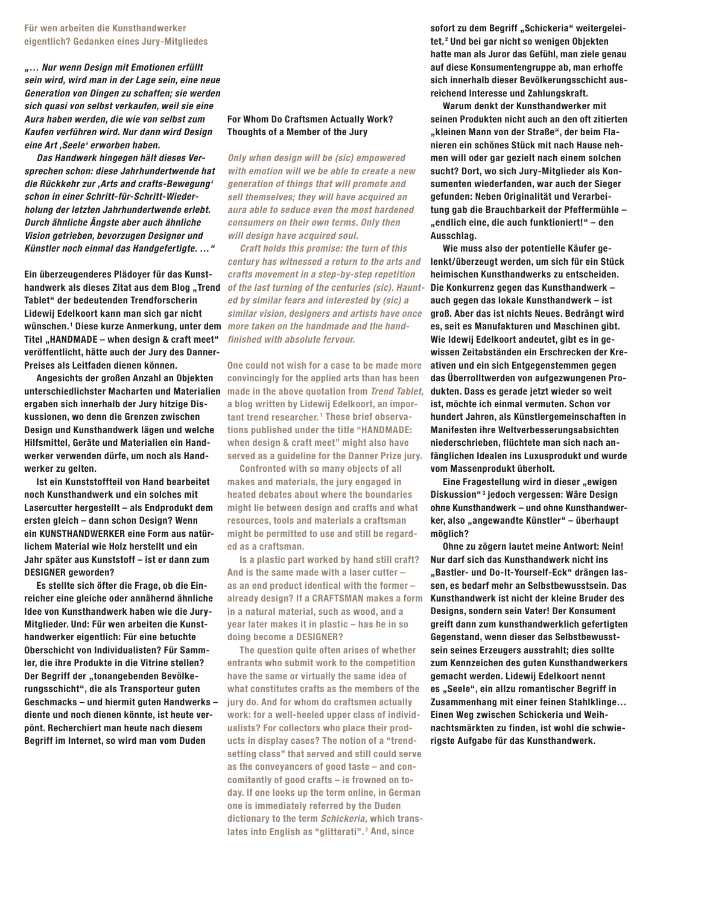## Für wen arbeiten die Kunsthandwerker eigentlich? Gedanken eines Jury-Mitgliedes

*„… Nur wenn Design mit Emotionen erfüllt sein wird, wird man in der Lage sein, eine neue Generation von Dingen zu schaffen; sie werden sich quasi von selbst verkaufen, weil sie eine Aura haben werden, die wie von selbst zum Kaufen verführen wird. Nur dann wird Design eine Art ‚Seele' erworben haben.*

*Das Handwerk hingegen hält dieses Versprechen schon: diese Jahrhundertwende hat die Rückkehr zur ‚Arts and crafts-Bewegung' schon in einer Schritt-für-Schritt-Wiederholung der letzten Jahrhundertwende erlebt. Durch ähnliche Ängste aber auch ähnliche Vision getrieben, bevorzugen Designer und Künstler noch einmal das Handgefertigte. … "*

**Ein überzeugenderes Plädoyer für das Kunsthandwerk als dieses Zitat aus dem Blog „Trend Tablet" der bedeutenden Trendforscherin Lidewij Edelkoort kann man sich gar nicht wünschen.[1] Diese kurze Anmerkung, unter dem Titel „HANDMADE – when design & craft meet" veröffentlicht, hätte auch der Jury des Danner-Preises als Leitfaden dienen können.**

**Angesichts der großen Anzahl an Objekten unterschiedlichster Macharten und Materialien ergaben sich innerhalb der Jury hitzige Diskussionen, wo denn die Grenzen zwischen Design und Kunsthandwerk lägen und welche Hilfsmittel, Geräte und Materialien ein Handwerker verwenden dürfe, um noch als Handwerker zu gelten.**

**Ist ein Kunststoffteil von Hand bearbeitet noch Kunsthandwerk und ein solches mit Lasercutter hergestellt – als Endprodukt dem ersten gleich – dann schon Design? Wenn ein KUNSTHANDWERKER eine Form aus natürlichem Material wie Holz herstellt und ein Jahr später aus Kunststoff – ist er dann zum DESIGNER geworden?**

**Es stellte sich öfter die Frage, ob die Einreicher eine gleiche oder annähernd ähnliche Idee von Kunsthandwerk haben wie die Jury-Mitglieder. Und: Für wen arbeiten die Kunsthandwerker eigentlich: Für eine betuchte Oberschicht von Individualisten? Für Sammler, die ihre Produkte in die Vitrine stellen? Der Begriff der „tonangebenden Bevölkerungsschicht", die als Transporteur guten Geschmacks – und hiermit guten Handwerks – diente und noch dienen könnte, ist heute verpönt. Recherchiert man heute nach diesem Begriff im Internet, so wird man vom Duden sofort zu dem Begriff „Schickeria" weitergeleitet.[2] Und bei gar nicht so wenigen Objekten hatte man als Juror das Gefühl, man ziele genau auf diese Konsumentengruppe ab, man erhoffe sich innerhalb dieser Bevölkerungsschicht ausreichend Interesse und Zahlungskraft.**

**Warum denkt der Kunsthandwerker mit seinen Produkten nicht auch an den oft zitierten „kleinen Mann von der Straße", der beim Flanieren ein schönes Stück mit nach Hause nehmen will oder gar gezielt nach einem solchen sucht? Dort, wo sich Jury-Mitglieder als Konsumenten wiederfanden, war auch der Sieger gefunden: Neben Originalität und Verarbeitung gab die Brauchbarkeit der Pfeffermühle – „endlich eine, die auch funktioniert!" – den Ausschlag.**

**Wie muss also der potentielle Käufer gelenkt/überzeugt werden, um sich für ein Stück heimischen Kunsthandwerks zu entscheiden. Die Konkurrenz gegen das Kunsthandwerk – auch gegen das lokale Kunsthandwerk – ist groß. Aber das ist nichts Neues. Bedrängt wird es, seit es Manufakturen und Maschinen gibt. Wie Idewij Edelkoort andeutet, gibt es in gewissen Zeitabständen ein Erschrecken der Kreativen und ein sich Entgegenstemmen gegen das Überrolltwerden von aufgezwungenen Produkten. Dass es gerade jetzt wieder so weit ist, möchte ich einmal vermuten. Schon vor hundert Jahren, als Künstlergemeinschaften in Manifesten ihre Weltverbesserungsabsichten niederschrieben, flüchtete man sich nach anfänglichen Idealen ins Luxusprodukt und wurde vom Massenprodukt überholt.**

**Eine Fragestellung wird in dieser „ewigen Diskussion"[3] jedoch vergessen: Wäre Design ohne Kunsthandwerk – und ohne Kunsthandwerker, also „angewandte Künstler" – überhaupt möglich?**

**Ohne zu zögern lautet meine Antwort: Nein! Nur darf sich das Kunsthandwerk nicht ins „Bastler- und Do-It-Yourself-Eck" drängen lassen, es bedarf mehr an Selbstbewusstsein. Das Kunsthandwerk ist nicht der kleine Bruder des Designs, sondern sein Vater! Der Konsument greift dann zum kunsthandwerklich gefertigten Gegenstand, wenn dieser das Selbstbewusstsein seines Erzeugers ausstrahlt; dies sollte zum Kennzeichen des guten Kunsthandwerkers gemacht werden. Lidewij Edelkoort nennt es „Seele", ein allzu romantischer Begriff in Zusammenhang mit einer feinen Stahlklinge… Einen Weg zwischen Schickeria und Weihnachtsmärkten zu finden, ist wohl die schwierigste Aufgabe für das Kunsthandwerk.**

## For Whom Do Craftsmen Actually Work? Thoughts of a Member of the Jury

*Only when design will be (sic) empowered with emotion will we be able to create a new generation of things that will promote and sell themselves; they will have acquired an aura able to seduce even the most hardened consumers on their own terms. Only then will design have acquired soul.*

*Craft holds this promise: the turn of this century has witnessed a return to the arts and crafts movement in a step-by-step repetition of the last turning of the centuries (sic). Haunted by similar fears and interested by (sic) a similar vision, designers and artists have once more taken on the handmade and the hand-finished with absolute fervour.*

**One could not wish for a case to be made more convincingly for the applied arts than has been made in the above quotation from *Trend Tablet,* a blog written by Lidewij Edelkoort, an important trend researcher.[1] These brief observations published under the title "HANDMADE: when design & craft meet" might also have served as a guideline for the Danner Prize jury.**

**Confronted with so many objects of all makes and materials, the jury engaged in heated debates about where the boundaries might lie between design and crafts and what resources, tools and materials a craftsman might be permitted to use and still be regarded as a craftsman.**

**Is a plastic part worked by hand still craft? And is the same made with a laser cutter – as an end product identical with the former – already design? If a CRAFTSMAN makes a form in a natural material, such as wood, and a year later makes it in plastic – has he in so doing become a DESIGNER?**

**The question quite often arises of whether entrants who submit work to the competition have the same or virtually the same idea of what constitutes crafts as the members of the jury do. And for whom do craftsmen actually work: for a well-heeled upper class of individualists? For collectors who place their products in display cases? The notion of a "trendsetting class" that served and still could serve as the conveyancers of good taste – and concomitantly of good crafts – is frowned on today. If one looks up the term online, in German one is immediately referred by the Duden dictionary to the term *Schickeria,* which translates into English as "glitterati".[2] And, since**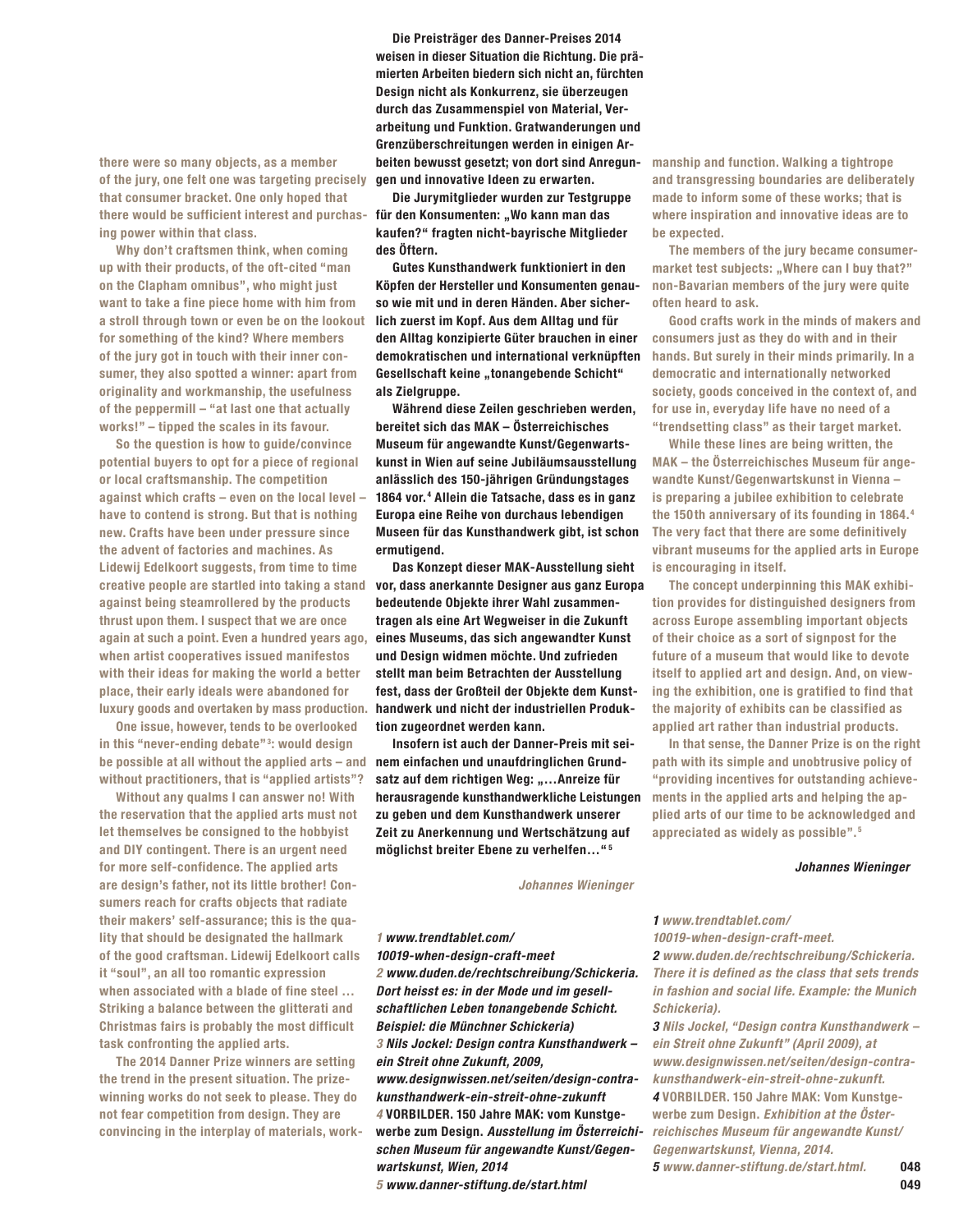there were so many objects, as a member of the jury, one felt one was targeting precisely that consumer bracket. One only hoped that there would be sufficient interest and purchasing power within that class.

Why don't craftsmen think, when coming up with their products, of the oft-cited "man on the Clapham omnibus", who might just want to take a fine piece home with him from a stroll through town or even be on the lookout for something of the kind? Where members of the jury got in touch with their inner consumer, they also spotted a winner: apart from originality and workmanship, the usefulness of the peppermill – "at last one that actually works!" – tipped the scales in its favour.

So the question is how to guide/convince potential buyers to opt for a piece of regional or local craftsmanship. The competition against which crafts – even on the local level – have to contend is strong. But that is nothing new. Crafts have been under pressure since the advent of factories and machines. As Lidewij Edelkoort suggests, from time to time creative people are startled into taking a stand against being steamrollered by the products thrust upon them. I suspect that we are once again at such a point. Even a hundred years ago, when artist cooperatives issued manifestos with their ideas for making the world a better place, their early ideals were abandoned for luxury goods and overtaken by mass production.

One issue, however, tends to be overlooked in this "never-ending debate"[3]: would design be possible at all without the applied arts – and without practitioners, that is "applied artists"?

Without any qualms I can answer no! With the reservation that the applied arts must not let themselves be consigned to the hobbyist and DIY contingent. There is an urgent need for more self-confidence. The applied arts are design's father, not its little brother! Consumers reach for crafts objects that radiate their makers' self-assurance; this is the quality that should be designated the hallmark of the good craftsman. Lidewij Edelkoort calls it "soul", an all too romantic expression when associated with a blade of fine steel … Striking a balance between the glitterati and Christmas fairs is probably the most difficult task confronting the applied arts.

The 2014 Danner Prize winners are setting the trend in the present situation. The prize-winning works do not seek to please. They do not fear competition from design. They are convincing in the interplay of materials, workmanship and function. Walking a tightrope and transgressing boundaries are deliberately made to inform some of these works; that is where inspiration and innovative ideas are to be expected.

The members of the jury became consumer-market test subjects: „Where can I buy that?" non-Bavarian members of the jury were quite often heard to ask.

Good crafts work in the minds of makers and consumers just as they do with and in their hands. But surely in their minds primarily. In a democratic and internationally networked society, goods conceived in the context of, and for use in, everyday life have no need of a "trendsetting class" as their target market.

While these lines are being written, the MAK – the Österreichisches Museum für angewandte Kunst/Gegenwartskunst in Vienna – is preparing a jubilee exhibition to celebrate the 150th anniversary of its founding in 1864.[4] The very fact that there are some definitively vibrant museums for the applied arts in Europe is encouraging in itself.

The concept underpinning this MAK exhibition provides for distinguished designers from across Europe assembling important objects of their choice as a sort of signpost for the future of a museum that would like to devote itself to applied art and design. And, on viewing the exhibition, one is gratified to find that the majority of exhibits can be classified as applied art rather than industrial products.

In that sense, the Danner Prize is on the right path with its simple and unobtrusive policy of "providing incentives for outstanding achievements in the applied arts and helping the applied arts of our time to be acknowledged and appreciated as widely as possible".[5]

*Johannes Wieninger*

1 *www.trendtablet.com/10019-when-design-craft-meet.*

2 *www.duden.de/rechtschreibung/Schickeria. There it is defined as the class that sets trends in fashion and social life. Example: the Munich Schickeria).*

3 *Nils Jockel, "Design contra Kunsthandwerk – ein Streit ohne Zukunft" (April 2009), at www.designwissen.net/seiten/design-contra-kunsthandwerk-ein-streit-ohne-zukunft.*

4 VORBILDER. 150 Jahre MAK: Vom Kunstgewerbe zum Design. *Exhibition at the Österreichisches Museum für angewandte Kunst/Gegenwartskunst, Vienna, 2014.*

5 *www.danner-stiftung.de/start.html.*

---

Die Preisträger des Danner-Preises 2014 weisen in dieser Situation die Richtung. Die prämierten Arbeiten biedern sich nicht an, fürchten Design nicht als Konkurrenz, sie überzeugen durch das Zusammenspiel von Material, Verarbeitung und Funktion. Gratwanderungen und Grenzüberschreitungen werden in einigen Arbeiten bewusst gesetzt; von dort sind Anregungen und innovative Ideen zu erwarten.

Die Jurymitglieder wurden zur Testgruppe für den Konsumenten: „Wo kann man das kaufen?" fragten nicht-bayrische Mitglieder des Öftern.

Gutes Kunsthandwerk funktioniert in den Köpfen der Hersteller und Konsumenten genauso wie mit und in deren Händen. Aber sicherlich zuerst im Kopf. Aus dem Alltag und für den Alltag konzipierte Güter brauchen in einer demokratischen und international verknüpften Gesellschaft keine „tonangebende Schicht" als Zielgruppe.

Während diese Zeilen geschrieben werden, bereitet sich das MAK – Österreichisches Museum für angewandte Kunst/Gegenwartskunst in Wien auf seine Jubiläumsausstellung anlässlich des 150-jährigen Gründungstages 1864 vor.[4] Allein die Tatsache, dass es in ganz Europa eine Reihe von durchaus lebendigen Museen für das Kunsthandwerk gibt, ist schon ermutigend.

Das Konzept dieser MAK-Ausstellung sieht vor, dass anerkannte Designer aus ganz Europa bedeutende Objekte ihrer Wahl zusammentragen als eine Art Wegweiser in die Zukunft eines Museums, das sich angewandter Kunst und Design widmen möchte. Und zufrieden stellt man beim Betrachten der Ausstellung fest, dass der Großteil der Objekte dem Kunsthandwerk und nicht der industriellen Produktion zugeordnet werden kann.

Insofern ist auch der Danner-Preis mit seinem einfachen und unaufdringlichen Grundsatz auf dem richtigen Weg: „…Anreize für herausragende kunsthandwerkliche Leistungen zu geben und dem Kunsthandwerk unserer Zeit zu Anerkennung und Wertschätzung auf möglichst breiter Ebene zu verhelfen…"[5]

*Johannes Wieninger*

1 *www.trendtablet.com/10019-when-design-craft-meet*

2 *www.duden.de/rechtschreibung/Schickeria. Dort heisst es: in der Mode und im gesellschaftlichen Leben tonangebende Schicht. Beispiel: die Münchner Schickeria)*

3 *Nils Jockel: Design contra Kunsthandwerk – ein Streit ohne Zukunft, 2009, www.designwissen.net/seiten/design-contra-kunsthandwerk-ein-streit-ohne-zukunft*

4 VORBILDER. 150 Jahre MAK: vom Kunstgewerbe zum Design. *Ausstellung im Österreichischen Museum für angewandte Kunst/Gegenwartskunst, Wien, 2014*

5 *www.danner-stiftung.de/start.html*